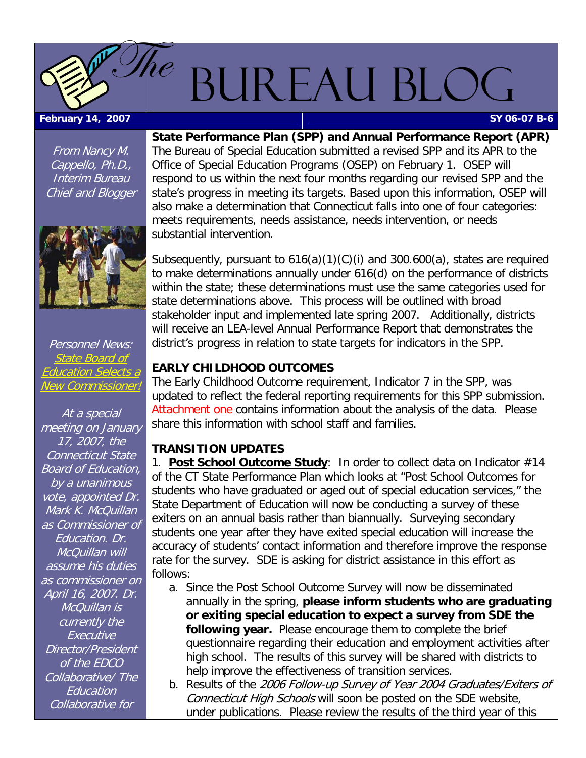# The Bureau Blog

**February 14, 2007** | **SY 06-07 B-6**

*From Nancy M. Cappello, Ph.D., Interim Bureau Chief and Blogger*

*Personnel News: State Board of Education Selects a New Commissioner!*

*At a special meeting on January 17, 2007, the Connecticut State Board of Education, by a unanimous vote, appointed Dr. Mark K. McQuillan as Commissioner of Education. Dr. McQuillan will assume his duties as commissioner on April 16, 2007. Dr. McQuillan is currently the Executive Director/President of the EDCO Collaborative/ The Education Collaborative for*

## State Performance Plan (SPP) and Annual Performance Report (APR)

The Bureau of Special Education submitted a revised SPP and its APR to the Office of Special Education Programs (OSEP) on February 1. OSEP will respond to us within the next four months regarding our revised SPP and the state's progress in meeting its targets. Based upon this information, OSEP will also make a determination that Connecticut falls into one of four categories: meets requirements, needs assistance, needs intervention, or needs substantial intervention.

Subsequently, pursuant to 616(a)(1)(C)(i) and 300.600(a), states are required to make determinations annually under 616(d) on the performance of districts within the state; these determinations must use the same categories used for state determinations above. This process will be outlined with broad stakeholder input and implemented late spring 2007. Additionally, districts will receive an LEA-level Annual Performance Report that demonstrates the district's progress in relation to state targets for indicators in the SPP.

## EARLY CHILDHOOD OUTCOMES

The Early Childhood Outcome requirement, Indicator 7 in the SPP, was updated to reflect the federal reporting requirements for this SPP submission. Attachment one contains information about the analysis of the data. Please share this information with school staff and families.

## TRANSITION UPDATES

1. **Post School Outcome Study**: In order to collect data on Indicator #14 of the CT State Performance Plan which looks at "Post School Outcomes for students who have graduated or aged out of special education services," the State Department of Education will now be conducting a survey of these exiters on an annual basis rather than biannually. Surveying secondary students one year after they have exited special education will increase the accuracy of students' contact information and therefore improve the response rate for the survey. SDE is asking for district assistance in this effort as follows:

   a. Since the Post School Outcome Survey will now be disseminated annually in the spring, **please inform students who are graduating or exiting special education to expect a survey from SDE the following year.** Please encourage them to complete the brief questionnaire regarding their education and employment activities after high school. The results of this survey will be shared with districts to help improve the effectiveness of transition services.

   b. Results of the *2006 Follow-up Survey of Year 2004 Graduates/Exiters of Connecticut High Schools* will soon be posted on the SDE website, under publications. Please review the results of the third year of this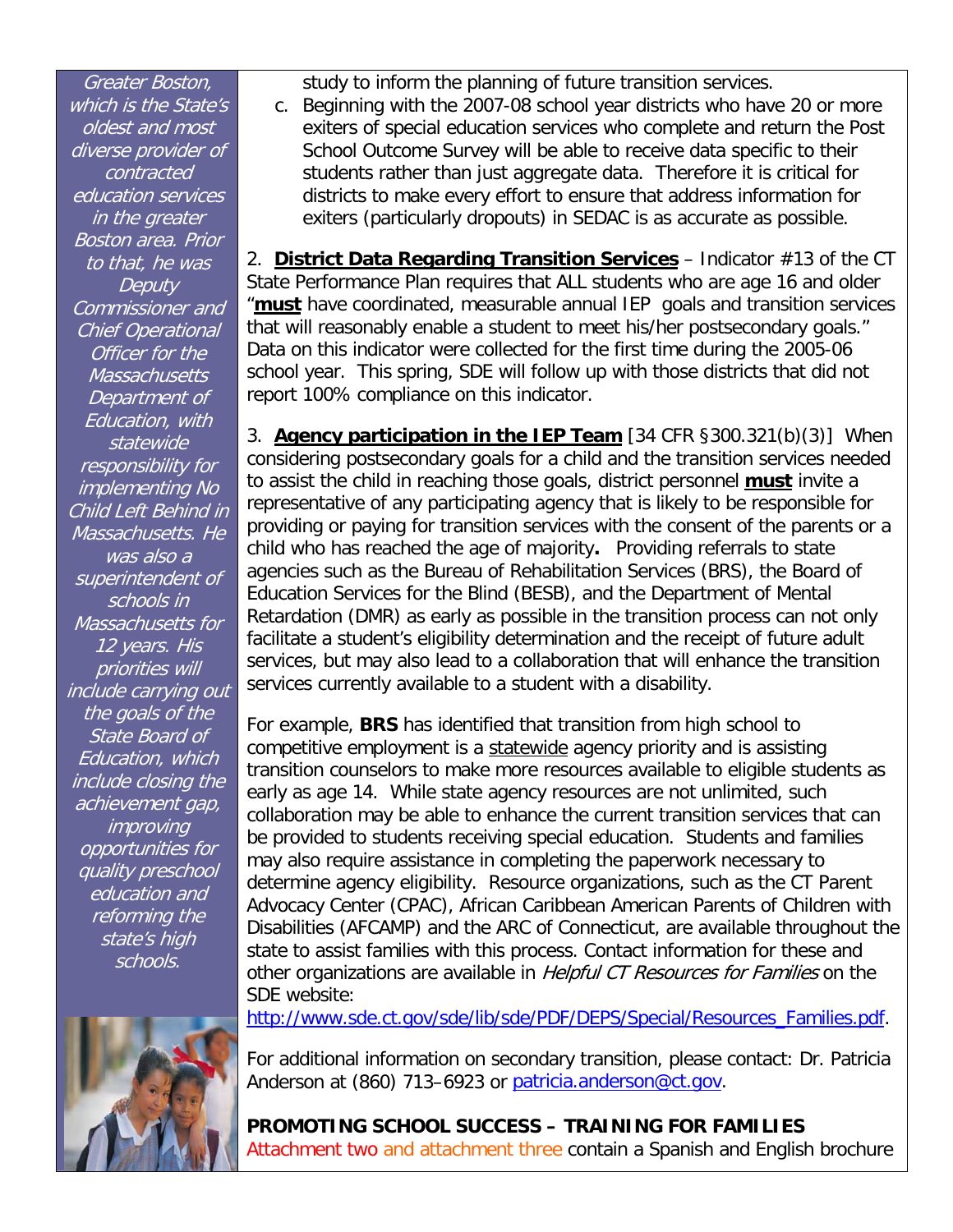*Greater Boston, which is the State's oldest and most diverse provider of contracted education services in the greater Boston area. Prior to that, he was Deputy Commissioner and Chief Operational Officer for the Massachusetts Department of Education, with statewide responsibility for implementing No Child Left Behind in Massachusetts. He was also a superintendent of schools in Massachusetts for 12 years. His priorities will include carrying out the goals of the State Board of Education, which include closing the achievement gap, improving opportunities for quality preschool education and reforming the state's high schools.*

study to inform the planning of future transition services.

c. Beginning with the 2007-08 school year districts who have 20 or more exiters of special education services who complete and return the Post School Outcome Survey will be able to receive data specific to their students rather than just aggregate data. Therefore it is critical for districts to make every effort to ensure that address information for exiters (particularly dropouts) in SEDAC is as accurate as possible.

2. **District Data Regarding Transition Services** – Indicator #13 of the CT State Performance Plan requires that ALL students who are age 16 and older "**must** have coordinated, measurable annual IEP goals and transition services that will reasonably enable a student to meet his/her postsecondary goals." Data on this indicator were collected for the first time during the 2005-06 school year. This spring, SDE will follow up with those districts that did not report 100% compliance on this indicator.

3. **Agency participation in the IEP Team** [34 CFR §300.321(b)(3)] When considering postsecondary goals for a child and the transition services needed to assist the child in reaching those goals, district personnel **must** invite a representative of any participating agency that is likely to be responsible for providing or paying for transition services with the consent of the parents or a child who has reached the age of majority**.** Providing referrals to state agencies such as the Bureau of Rehabilitation Services (BRS), the Board of Education Services for the Blind (BESB), and the Department of Mental Retardation (DMR) as early as possible in the transition process can not only facilitate a student's eligibility determination and the receipt of future adult services, but may also lead to a collaboration that will enhance the transition services currently available to a student with a disability.

For example, **BRS** has identified that transition from high school to competitive employment is a statewide agency priority and is assisting transition counselors to make more resources available to eligible students as early as age 14. While state agency resources are not unlimited, such collaboration may be able to enhance the current transition services that can be provided to students receiving special education. Students and families may also require assistance in completing the paperwork necessary to determine agency eligibility. Resource organizations, such as the CT Parent Advocacy Center (CPAC), African Caribbean American Parents of Children with Disabilities (AFCAMP) and the ARC of Connecticut, are available throughout the state to assist families with this process. Contact information for these and other organizations are available in *Helpful CT Resources for Families* on the SDE website: http://www.sde.ct.gov/sde/lib/sde/PDF/DEPS/Special/Resources_Families.pdf.

For additional information on secondary transition, please contact: Dr. Patricia Anderson at (860) 713–6923 or patricia.anderson@ct.gov.

**PROMOTING SCHOOL SUCCESS – TRAINING FOR FAMILIES**

Attachment two and attachment three contain a Spanish and English brochure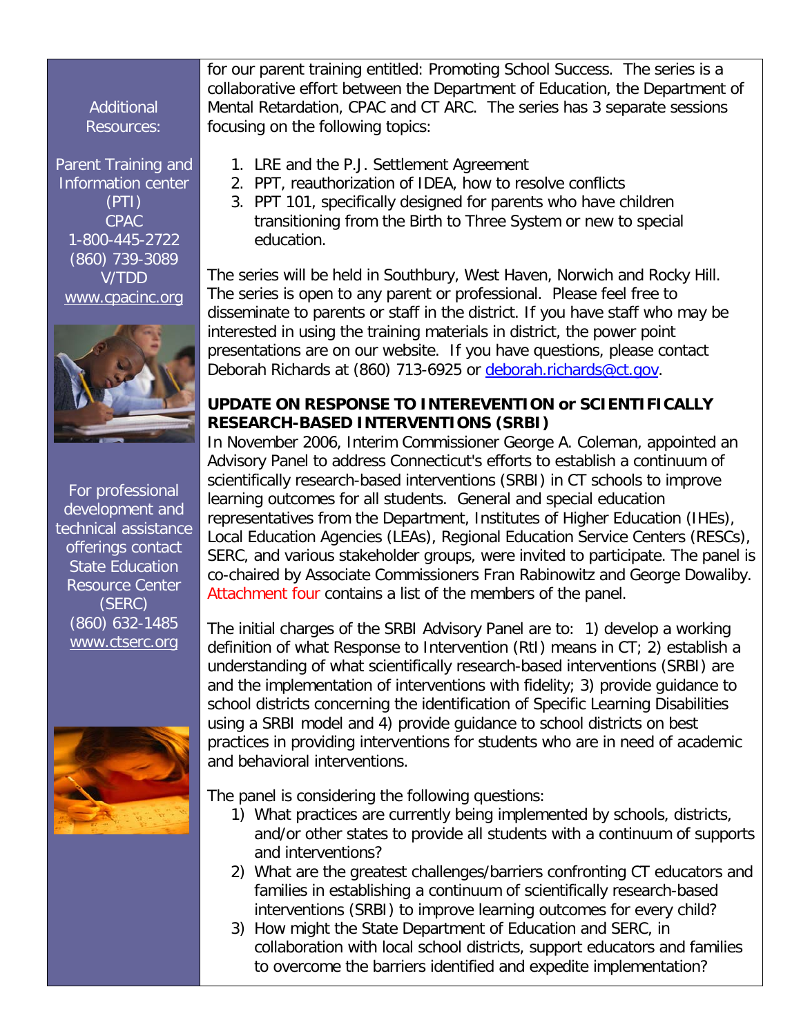Additional Resources:

Parent Training and Information center (PTI)
CPAC
1-800-445-2722
(860) 739-3089
V/TDD
www.cpacinc.org

For professional development and technical assistance offerings contact State Education Resource Center (SERC)
(860) 632-1485
www.ctserc.org

for our parent training entitled: Promoting School Success. The series is a collaborative effort between the Department of Education, the Department of Mental Retardation, CPAC and CT ARC. The series has 3 separate sessions focusing on the following topics:

1. LRE and the P.J. Settlement Agreement
2. PPT, reauthorization of IDEA, how to resolve conflicts
3. PPT 101, specifically designed for parents who have children transitioning from the Birth to Three System or new to special education.

The series will be held in Southbury, West Haven, Norwich and Rocky Hill. The series is open to any parent or professional. Please feel free to disseminate to parents or staff in the district. If you have staff who may be interested in using the training materials in district, the power point presentations are on our website. If you have questions, please contact Deborah Richards at (860) 713-6925 or deborah.richards@ct.gov.

**UPDATE ON RESPONSE TO INTEREVENTION or SCIENTIFICALLY RESEARCH-BASED INTERVENTIONS (SRBI)**

In November 2006, Interim Commissioner George A. Coleman, appointed an Advisory Panel to address Connecticut's efforts to establish a continuum of scientifically research-based interventions (SRBI) in CT schools to improve learning outcomes for all students. General and special education representatives from the Department, Institutes of Higher Education (IHEs), Local Education Agencies (LEAs), Regional Education Service Centers (RESCs), SERC, and various stakeholder groups, were invited to participate. The panel is co-chaired by Associate Commissioners Fran Rabinowitz and George Dowaliby. Attachment four contains a list of the members of the panel.

The initial charges of the SRBI Advisory Panel are to: 1) develop a working definition of what Response to Intervention (RtI) means in CT; 2) establish a understanding of what scientifically research-based interventions (SRBI) are and the implementation of interventions with fidelity; 3) provide guidance to school districts concerning the identification of Specific Learning Disabilities using a SRBI model and 4) provide guidance to school districts on best practices in providing interventions for students who are in need of academic and behavioral interventions.

The panel is considering the following questions:

1) What practices are currently being implemented by schools, districts, and/or other states to provide all students with a continuum of supports and interventions?
2) What are the greatest challenges/barriers confronting CT educators and families in establishing a continuum of scientifically research-based interventions (SRBI) to improve learning outcomes for every child?
3) How might the State Department of Education and SERC, in collaboration with local school districts, support educators and families to overcome the barriers identified and expedite implementation?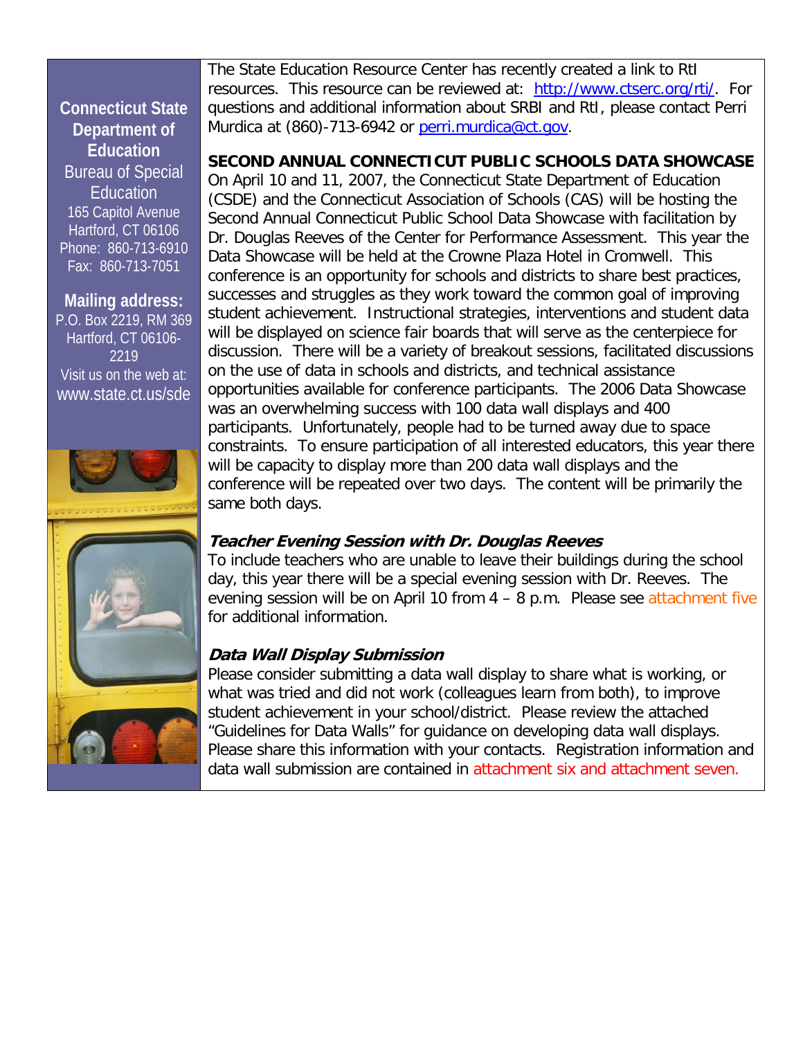**Connecticut State Department of Education**
Bureau of Special Education
165 Capitol Avenue
Hartford, CT 06106
Phone: 860-713-6910
Fax: 860-713-7051

**Mailing address:**
P.O. Box 2219, RM 369
Hartford, CT 06106-2219
Visit us on the web at:
www.state.ct.us/sde

The State Education Resource Center has recently created a link to RtI resources. This resource can be reviewed at: http://www.ctserc.org/rti/. For questions and additional information about SRBI and RtI, please contact Perri Murdica at (860)-713-6942 or perri.murdica@ct.gov.

## SECOND ANNUAL CONNECTICUT PUBLIC SCHOOLS DATA SHOWCASE

On April 10 and 11, 2007, the Connecticut State Department of Education (CSDE) and the Connecticut Association of Schools (CAS) will be hosting the Second Annual Connecticut Public School Data Showcase with facilitation by Dr. Douglas Reeves of the Center for Performance Assessment. This year the Data Showcase will be held at the Crowne Plaza Hotel in Cromwell. This conference is an opportunity for schools and districts to share best practices, successes and struggles as they work toward the common goal of improving student achievement. Instructional strategies, interventions and student data will be displayed on science fair boards that will serve as the centerpiece for discussion. There will be a variety of breakout sessions, facilitated discussions on the use of data in schools and districts, and technical assistance opportunities available for conference participants. The 2006 Data Showcase was an overwhelming success with 100 data wall displays and 400 participants. Unfortunately, people had to be turned away due to space constraints. To ensure participation of all interested educators, this year there will be capacity to display more than 200 data wall displays and the conference will be repeated over two days. The content will be primarily the same both days.

### *Teacher Evening Session with Dr. Douglas Reeves*

To include teachers who are unable to leave their buildings during the school day, this year there will be a special evening session with Dr. Reeves. The evening session will be on April 10 from 4 – 8 p.m. Please see attachment five for additional information.

### *Data Wall Display Submission*

Please consider submitting a data wall display to share what is working, or what was tried and did not work (colleagues learn from both), to improve student achievement in your school/district. Please review the attached "Guidelines for Data Walls" for guidance on developing data wall displays. Please share this information with your contacts. Registration information and data wall submission are contained in attachment six and attachment seven.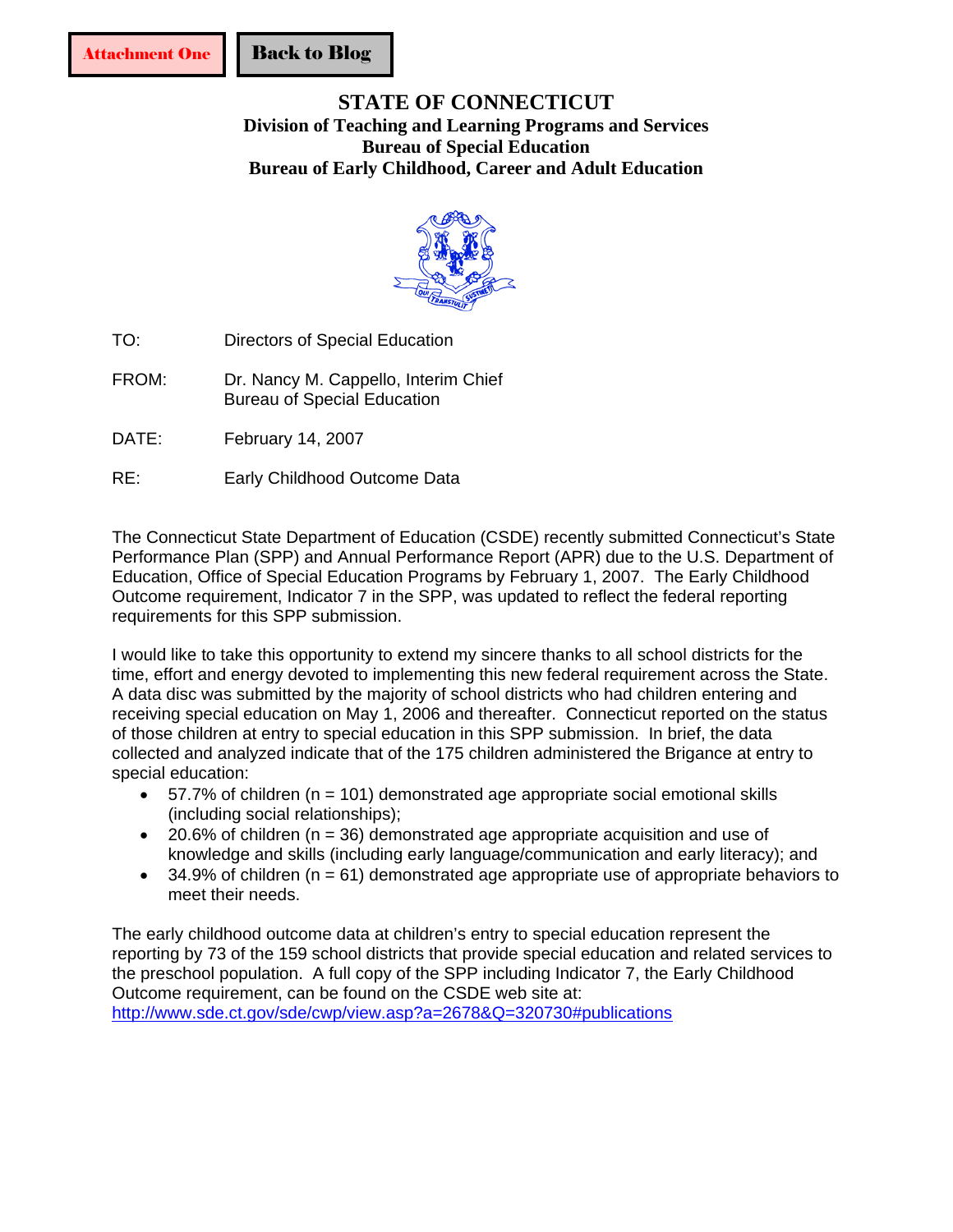Attachment One

Back to Blog

# STATE OF CONNECTICUT

**Division of Teaching and Learning Programs and Services**
**Bureau of Special Education**
**Bureau of Early Childhood, Career and Adult Education**

TO: Directors of Special Education

FROM: Dr. Nancy M. Cappello, Interim Chief
Bureau of Special Education

DATE: February 14, 2007

RE: Early Childhood Outcome Data

The Connecticut State Department of Education (CSDE) recently submitted Connecticut's State Performance Plan (SPP) and Annual Performance Report (APR) due to the U.S. Department of Education, Office of Special Education Programs by February 1, 2007. The Early Childhood Outcome requirement, Indicator 7 in the SPP, was updated to reflect the federal reporting requirements for this SPP submission.

I would like to take this opportunity to extend my sincere thanks to all school districts for the time, effort and energy devoted to implementing this new federal requirement across the State. A data disc was submitted by the majority of school districts who had children entering and receiving special education on May 1, 2006 and thereafter. Connecticut reported on the status of those children at entry to special education in this SPP submission. In brief, the data collected and analyzed indicate that of the 175 children administered the Brigance at entry to special education:

- 57.7% of children (n = 101) demonstrated age appropriate social emotional skills (including social relationships);
- 20.6% of children (n = 36) demonstrated age appropriate acquisition and use of knowledge and skills (including early language/communication and early literacy); and
- 34.9% of children (n = 61) demonstrated age appropriate use of appropriate behaviors to meet their needs.

The early childhood outcome data at children's entry to special education represent the reporting by 73 of the 159 school districts that provide special education and related services to the preschool population. A full copy of the SPP including Indicator 7, the Early Childhood Outcome requirement, can be found on the CSDE web site at:
http://www.sde.ct.gov/sde/cwp/view.asp?a=2678&Q=320730#publications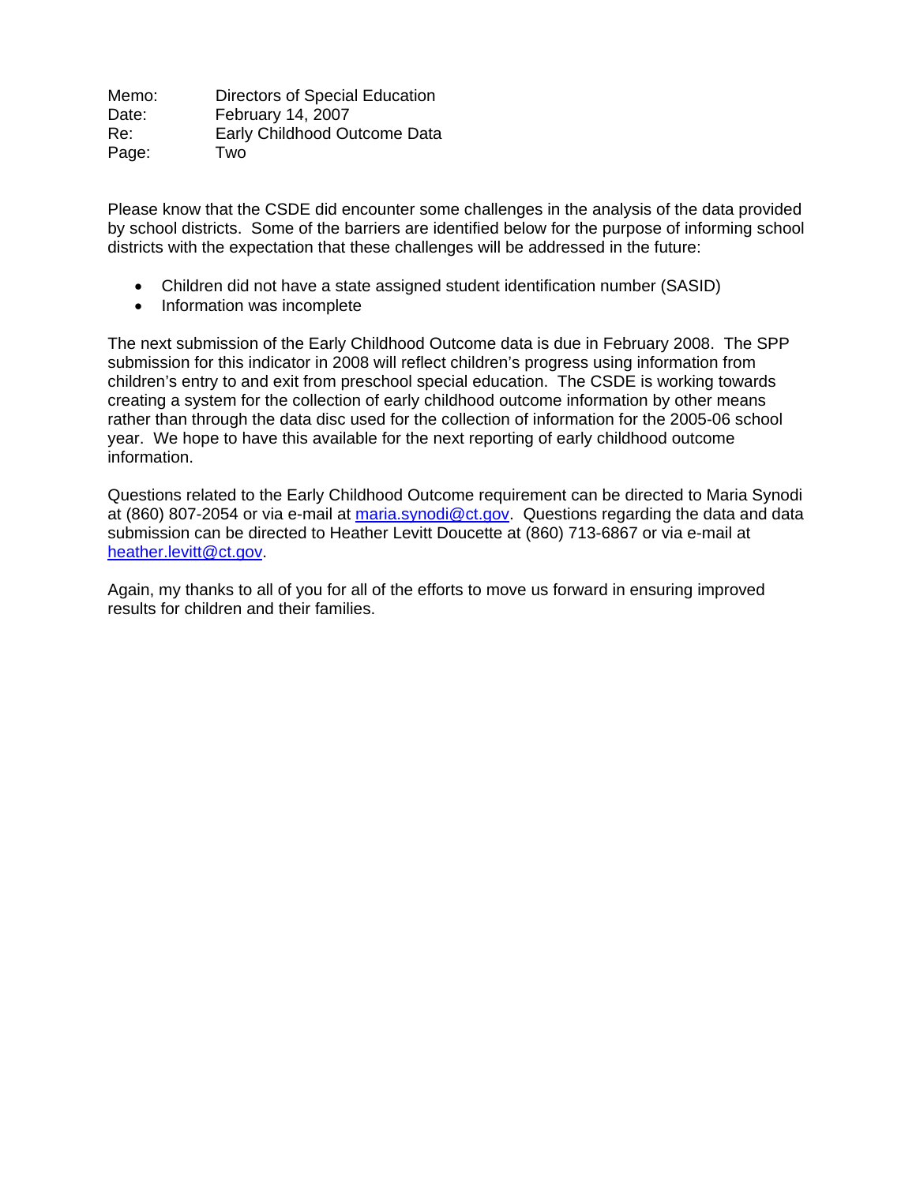Memo: Directors of Special Education
Date: February 14, 2007
Re: Early Childhood Outcome Data
Page: Two

Please know that the CSDE did encounter some challenges in the analysis of the data provided by school districts. Some of the barriers are identified below for the purpose of informing school districts with the expectation that these challenges will be addressed in the future:

- Children did not have a state assigned student identification number (SASID)
- Information was incomplete

The next submission of the Early Childhood Outcome data is due in February 2008. The SPP submission for this indicator in 2008 will reflect children's progress using information from children's entry to and exit from preschool special education. The CSDE is working towards creating a system for the collection of early childhood outcome information by other means rather than through the data disc used for the collection of information for the 2005-06 school year. We hope to have this available for the next reporting of early childhood outcome information.

Questions related to the Early Childhood Outcome requirement can be directed to Maria Synodi at (860) 807-2054 or via e-mail at maria.synodi@ct.gov. Questions regarding the data and data submission can be directed to Heather Levitt Doucette at (860) 713-6867 or via e-mail at heather.levitt@ct.gov.

Again, my thanks to all of you for all of the efforts to move us forward in ensuring improved results for children and their families.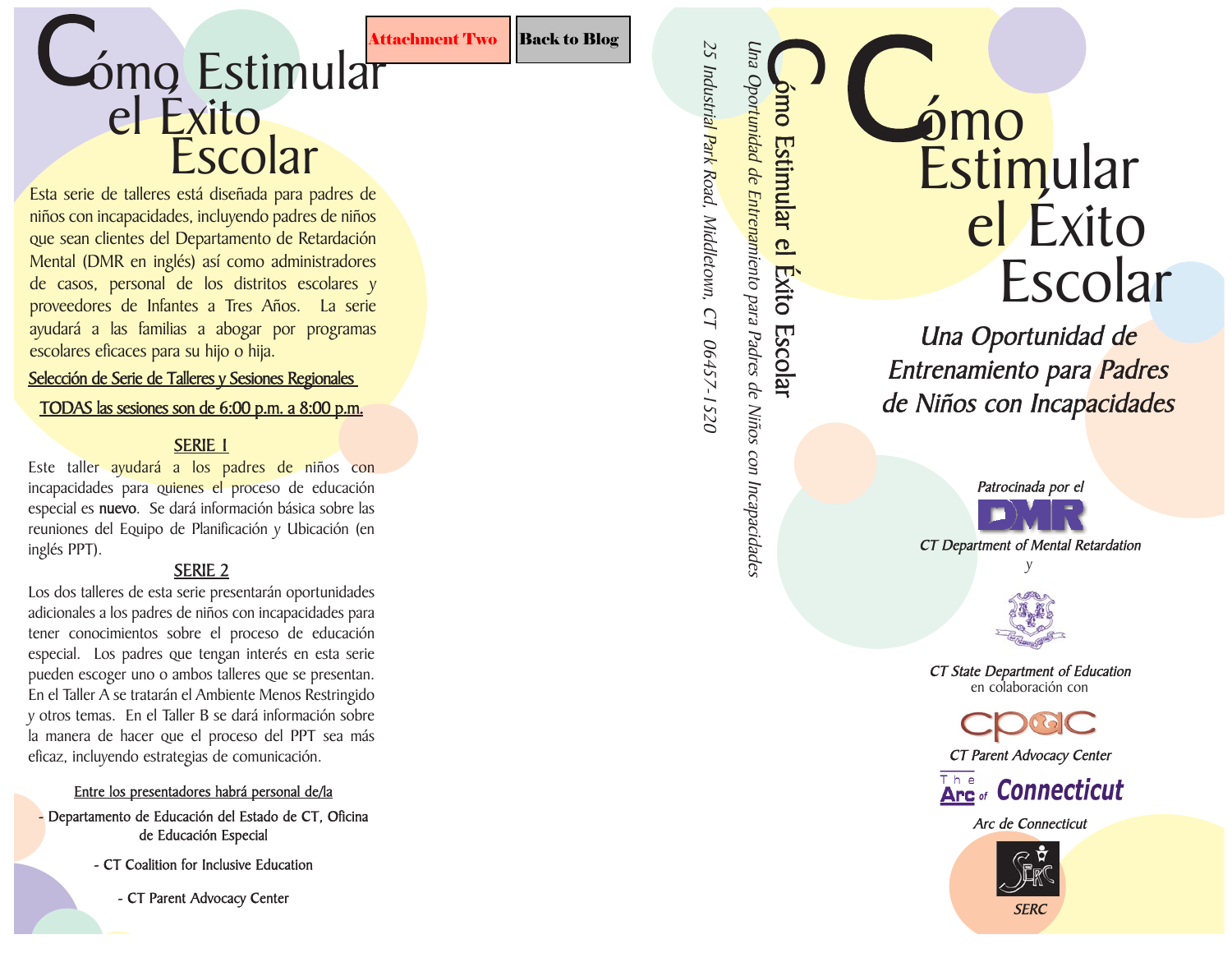Attachment Two

Back to Blog

# Cómo Estimular el Éxito Escolar

Esta serie de talleres está diseñada para padres de niños con incapacidades, incluyendo padres de niños que sean clientes del Departamento de Retardación Mental (DMR en inglés) así como administradores de casos, personal de los distritos escolares y proveedores de Infantes a Tres Años. La serie ayudará a las familias a abogar por programas escolares eficaces para su hijo o hija.

Selección de Serie de Talleres y Sesiones Regionales

TODAS las sesiones son de 6:00 p.m. a 8:00 p.m.

## SERIE 1

Este taller ayudará a los padres de niños con incapacidades para quienes el proceso de educación especial es **nuevo**. Se dará información básica sobre las reuniones del Equipo de Planificación y Ubicación (en inglés PPT).

## SERIE 2

Los dos talleres de esta serie presentarán oportunidades adicionales a los padres de niños con incapacidades para tener conocimientos sobre el proceso de educación especial. Los padres que tengan interés en esta serie pueden escoger uno o ambos talleres que se presentan. En el Taller A se tratarán el Ambiente Menos Restringido y otros temas. En el Taller B se dará información sobre la manera de hacer que el proceso del PPT sea más eficaz, incluyendo estrategias de comunicación.

Entre los presentadores habrá personal de/la

- Departamento de Educación del Estado de CT, Oficina de Educación Especial
- CT Coalition for Inclusive Education
- CT Parent Advocacy Center

Cómo Estimular el Éxito Escolar

*Una Oportunidad de Entrenamiento para Padres de Niños con Incapacidades*

*25 Industrial Park Road, Middletown, CT 06457-1520*

# Cómo Estimular el Éxito Escolar

## *Una Oportunidad de Entrenamiento para Padres de Niños con Incapacidades*

*Patrocinada por el*

DMR

*CT Department of Mental Retardation*

*y*

*CT State Department of Education*
en colaboración con

cpac

*CT Parent Advocacy Center*

The Arc of Connecticut

*Arc de Connecticut*

*SERC*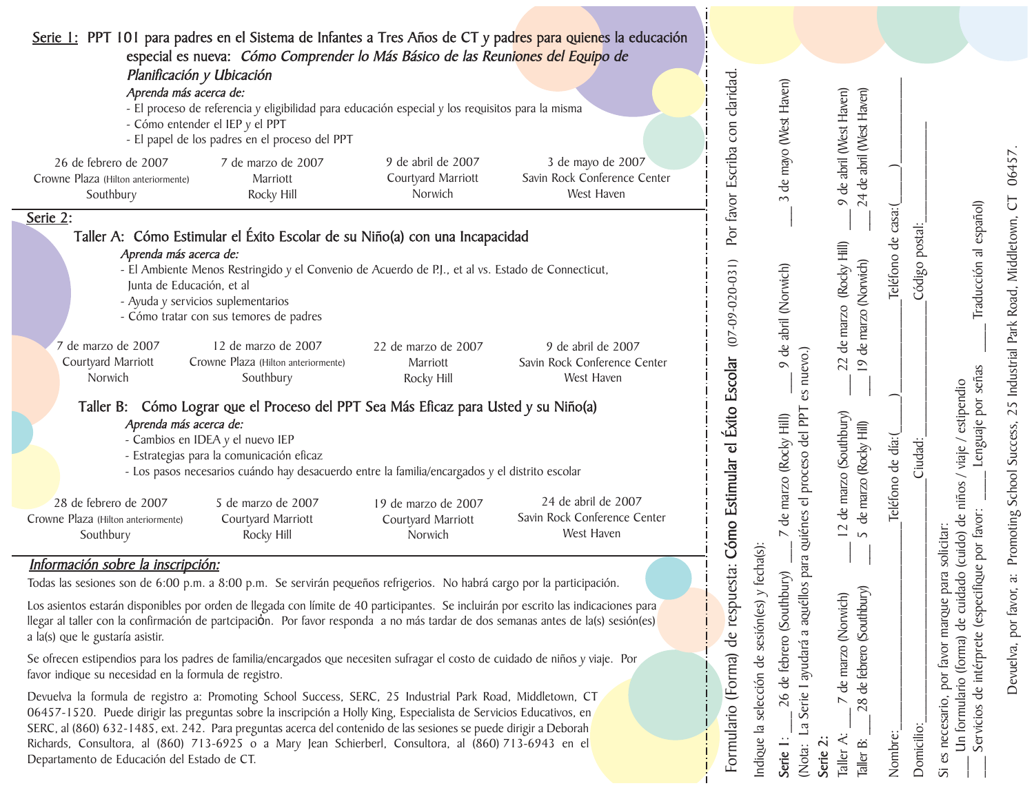## Serie 1: PPT 101 para padres en el Sistema de Infantes a Tres Años de CT y padres para quienes la educación especial es nueva: *Cómo Comprender lo Más Básico de las Reuniones del Equipo de Planificación y Ubicación*

*Aprenda más acerca de:*

- El proceso de referencia y eligibilidad para educación especial y los requisitos para la misma
- Cómo entender el IEP y el PPT
- El papel de los padres en el proceso del PPT

| 26 de febrero de 2007 | 7 de marzo de 2007 | 9 de abril de 2007 | 3 de mayo de 2007 |
|---|---|---|---|
| Crowne Plaza (Hilton anteriormente) | Marriott | Courtyard Marriott | Savin Rock Conference Center |
| Southbury | Rocky Hill | Norwich | West Haven |

## Serie 2:

### Taller A: Cómo Estimular el Éxito Escolar de su Niño(a) con una Incapacidad

*Aprenda más acerca de:*

- El Ambiente Menos Restringido y el Convenio de Acuerdo de P.J., et al vs. Estado de Connecticut, Junta de Educación, et al
- Ayuda y servicios suplementarios
- Cómo tratar con sus temores de padres

| 7 de marzo de 2007 | 12 de marzo de 2007 | 22 de marzo de 2007 | 9 de abril de 2007 |
|---|---|---|---|
| Courtyard Marriott | Crowne Plaza (Hilton anteriormente) | Marriott | Savin Rock Conference Center |
| Norwich | Southbury | Rocky Hill | West Haven |

### Taller B: Cómo Lograr que el Proceso del PPT Sea Más Eficaz para Usted y su Niño(a)

*Aprenda más acerca de:*

- Cambios en IDEA y el nuevo IEP
- Estrategias para la comunicación eficaz
- Los pasos necesarios cuándo hay desacuerdo entre la familia/encargados y el distrito escolar

| 28 de febrero de 2007 | 5 de marzo de 2007 | 19 de marzo de 2007 | 24 de abril de 2007 |
|---|---|---|---|
| Crowne Plaza (Hilton anteriormente) | Courtyard Marriott | Courtyard Marriott | Savin Rock Conference Center |
| Southbury | Rocky Hill | Norwich | West Haven |

## *Información sobre la inscripción:*

Todas las sesiones son de 6:00 p.m. a 8:00 p.m. Se servirán pequeños refrigerios. No habrá cargo por la participación.

Los asientos estarán disponibles por orden de llegada con límite de 40 participantes. Se incluirán por escrito las indicaciones para llegar al taller con la confirmación de partcipación. Por favor responda a no más tardar de dos semanas antes de la(s) sesión(es) a la(s) que le gustaría asistir.

Se ofrecen estipendios para los padres de familia/encargados que necesiten sufragar el costo de cuidado de niños y viaje. Por favor indique su necesidad en la formula de registro.

Devuelva la formula de registro a: Promoting School Success, SERC, 25 Industrial Park Road, Middletown, CT 06457-1520. Puede dirigir las preguntas sobre la inscripción a Holly King, Especialista de Servicios Educativos, en SERC, al (860) 632-1485, ext. 242. Para preguntas acerca del contenido de las sesiones se puede dirigir a Deborah Richards, Consultora, al (860) 713-6925 o a Mary Jean Schierberl, Consultora, al (860) 713-6943 en el Departamento de Educación del Estado de CT.

---

## Formulario (Forma) de respuesta: Cómo Estimular el Éxito Escolar (07-09-020-031) Por favor Escriba con claridad.

Indique la selección de sesión(es) y fecha(s):

**Serie 1:** ___ 26 de febrero (Southbury) ___ 7 de marzo (Rocky Hill) ___ 9 de abril (Norwich) ___ 3 de mayo (West Haven)

(Nota: La Serie I ayudará a aquéllos para quiénes el proceso del PPT es nuevo.)

**Serie 2:**

Taller A: ___ 7 de marzo (Norwich) ___ 12 de marzo (Southbury) ___ 22 de marzo (Rocky Hill) ___ 9 de abril (West Haven)

Taller B: ___ 28 de febrero (Southbury) ___ 5 de marzo (Rocky Hill) ___ 19 de marzo (Norwich) ___ 24 de abril (West Haven)

Nombre:____________________ Teléfono de día:(____)__________ Teléfono de casa:(____)__________

Domicilio:____________________ Ciudad:__________ Código postal:__________

Si es necesario, por favor marque para solicitar:

___ Un formulario (forma) de cuidado (cuido) de niños / viaje / estipendio

___ Servicios de intérprete (especifique por favor: ___ Lenguaje por señas ___ Traducción al español)

Devuelva, por favor, a: Promoting School Success, 25 Industrial Park Road, Middletown, CT 06457.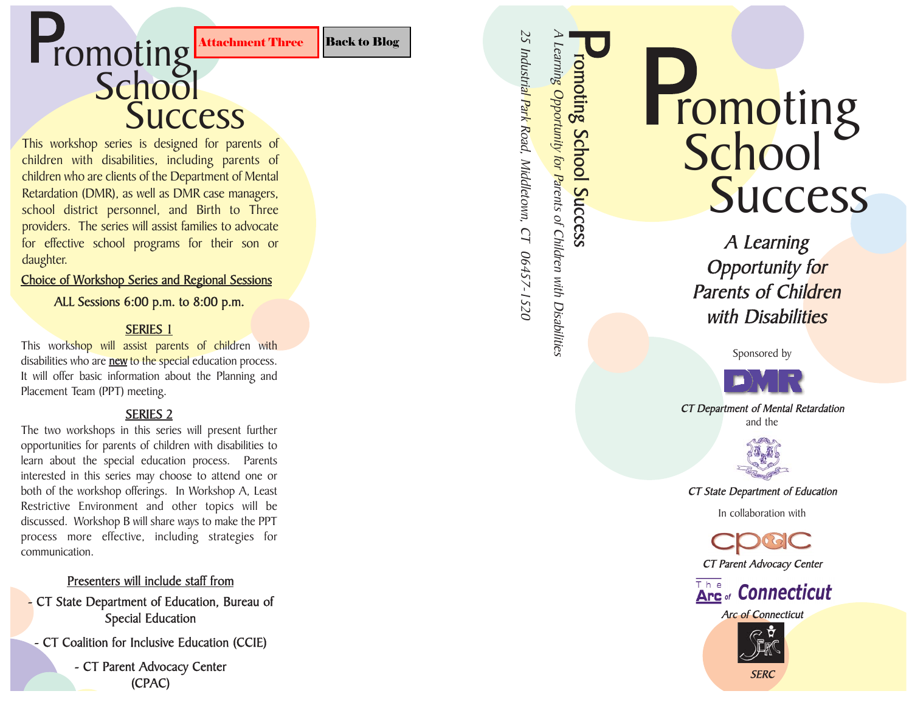# Promoting School Success

Attachment Three

Back to Blog

This workshop series is designed for parents of children with disabilities, including parents of children who are clients of the Department of Mental Retardation (DMR), as well as DMR case managers, school district personnel, and Birth to Three providers. The series will assist families to advocate for effective school programs for their son or daughter.

## Choice of Workshop Series and Regional Sessions

ALL Sessions 6:00 p.m. to 8:00 p.m.

### SERIES 1

This workshop will assist parents of children with disabilities who are **new** to the special education process. It will offer basic information about the Planning and Placement Team (PPT) meeting.

### SERIES 2

The two workshops in this series will present further opportunities for parents of children with disabilities to learn about the special education process. Parents interested in this series may choose to attend one or both of the workshop offerings. In Workshop A, Least Restrictive Environment and other topics will be discussed. Workshop B will share ways to make the PPT process more effective, including strategies for communication.

### Presenters will include staff from

- CT State Department of Education, Bureau of Special Education
- CT Coalition for Inclusive Education (CCIE)
- CT Parent Advocacy Center (CPAC)

---

**Promoting School Success**

*A Learning Opportunity for Parents of Children with Disabilities*

*25 Industrial Park Road, Middletown, CT 06457-1520*

---

# Promoting School Success

*A Learning Opportunity for Parents of Children with Disabilities*

Sponsored by

DMR

*CT Department of Mental Retardation*

and the

*CT State Department of Education*

In collaboration with

CPAC

*CT Parent Advocacy Center*

The Arc of Connecticut

*Arc of Connecticut*

SERC

*SERC*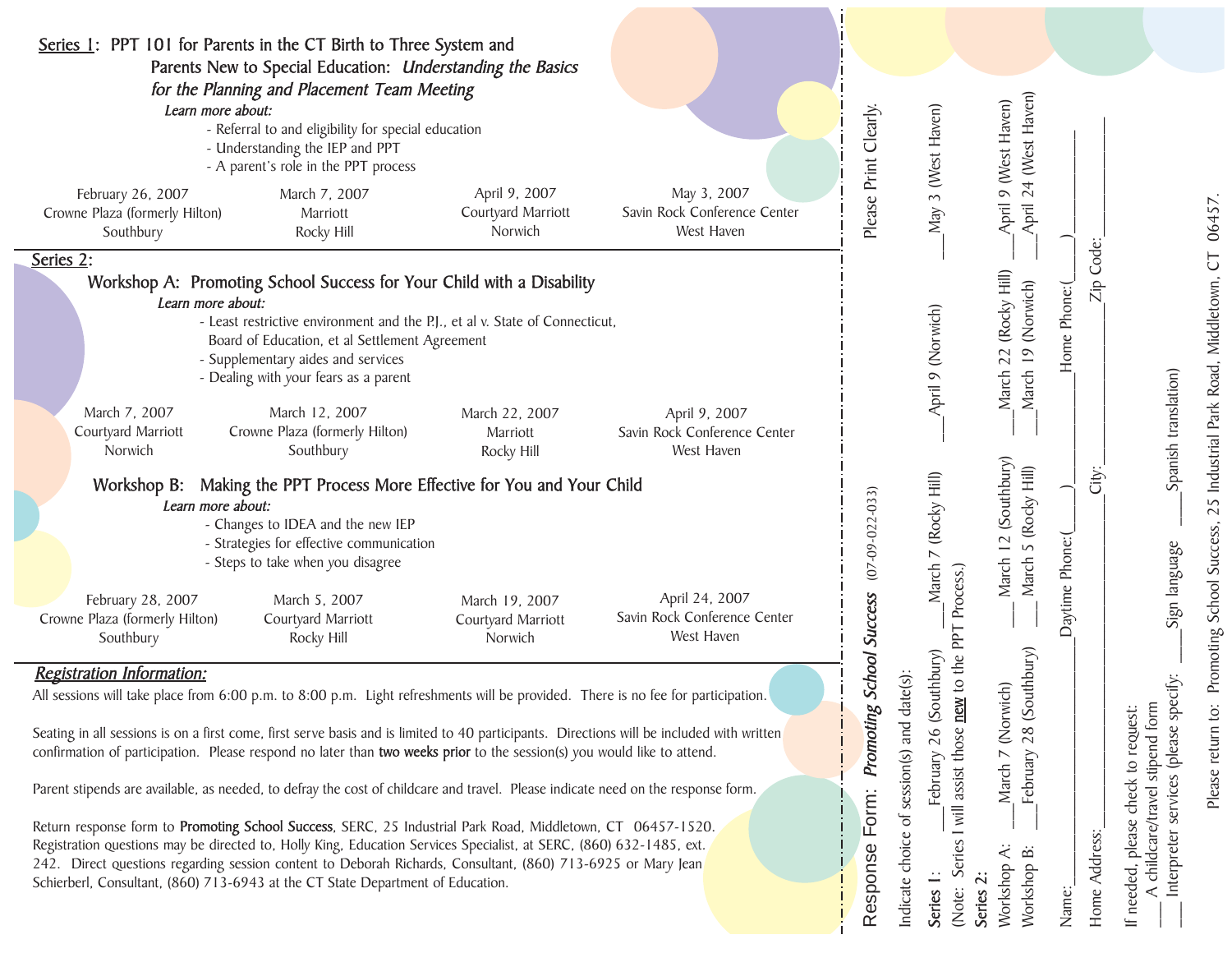## Series 1: PPT 101 for Parents in the CT Birth to Three System and Parents New to Special Education: *Understanding the Basics for the Planning and Placement Team Meeting*

***Learn more about:***

- Referral to and eligibility for special education
- Understanding the IEP and PPT
- A parent's role in the PPT process

| February 26, 2007 | March 7, 2007 | April 9, 2007 | May 3, 2007 |
|---|---|---|---|
| Crowne Plaza (formerly Hilton) | Marriott | Courtyard Marriott | Savin Rock Conference Center |
| Southbury | Rocky Hill | Norwich | West Haven |

## Series 2:

### Workshop A: Promoting School Success for Your Child with a Disability

***Learn more about:***

- Least restrictive environment and the P.J., et al v. State of Connecticut, Board of Education, et al Settlement Agreement
- Supplementary aides and services
- Dealing with your fears as a parent

| March 7, 2007 | March 12, 2007 | March 22, 2007 | April 9, 2007 |
|---|---|---|---|
| Courtyard Marriott | Crowne Plaza (formerly Hilton) | Marriott | Savin Rock Conference Center |
| Norwich | Southbury | Rocky Hill | West Haven |

### Workshop B: Making the PPT Process More Effective for You and Your Child

***Learn more about:***

- Changes to IDEA and the new IEP
- Strategies for effective communication
- Steps to take when you disagree

| February 28, 2007 | March 5, 2007 | March 19, 2007 | April 24, 2007 |
|---|---|---|---|
| Crowne Plaza (formerly Hilton) | Courtyard Marriott | Courtyard Marriott | Savin Rock Conference Center |
| Southbury | Rocky Hill | Norwich | West Haven |

## *Registration Information:*

All sessions will take place from 6:00 p.m. to 8:00 p.m. Light refreshments will be provided. There is no fee for participation.

Seating in all sessions is on a first come, first serve basis and is limited to 40 participants. Directions will be included with written confirmation of participation. Please respond no later than **two weeks prior** to the session(s) you would like to attend.

Parent stipends are available, as needed, to defray the cost of childcare and travel. Please indicate need on the response form.

Return response form to **Promoting School Success**, SERC, 25 Industrial Park Road, Middletown, CT 06457-1520. Registration questions may be directed to, Holly King, Education Services Specialist, at SERC, (860) 632-1485, ext. 242. Direct questions regarding session content to Deborah Richards, Consultant, (860) 713-6925 or Mary Jean Schierberl, Consultant, (860) 713-6943 at the CT State Department of Education.

---

## Response Form: *Promoting School Success* (07-09-022-033)

Please Print Clearly.

Indicate choice of session(s) and date(s):

**Series 1**: \_\_\_February 26 (Southbury) \_\_\_March 7 (Rocky Hill) \_\_\_April 9 (Norwich) \_\_\_May 3 (West Haven)

(Note: Series I will assist those **new** to the PPT Process.)

**Series 2:**

Workshop A: \_\_\_March 7 (Norwich) \_\_\_March 12 (Southbury) \_\_\_March 22 (Rocky Hill) \_\_\_April 9 (West Haven)

Workshop B: \_\_\_February 28 (Southbury) \_\_\_March 5 (Rocky Hill) \_\_\_March 19 (Norwich) \_\_\_April 24 (West Haven)

Name:\_\_\_\_\_\_\_\_\_\_\_\_\_\_\_\_ Daytime Phone:(\_\_\_\_)\_\_\_\_\_\_\_\_\_\_ Home Phone:(\_\_\_\_)\_\_\_\_\_\_\_\_\_\_

Home Address:\_\_\_\_\_\_\_\_\_\_\_\_\_\_\_\_ City:\_\_\_\_\_\_\_\_\_\_\_\_ Zip Code:\_\_\_\_\_\_\_\_

If needed, please check to request:

\_\_\_ A childcare/travel stipend form

\_\_\_ Interpreter services (please specify: \_\_\_\_Sign language \_\_\_\_Spanish translation)

Please return to: Promoting School Success, 25 Industrial Park Road, Middletown, CT 06457.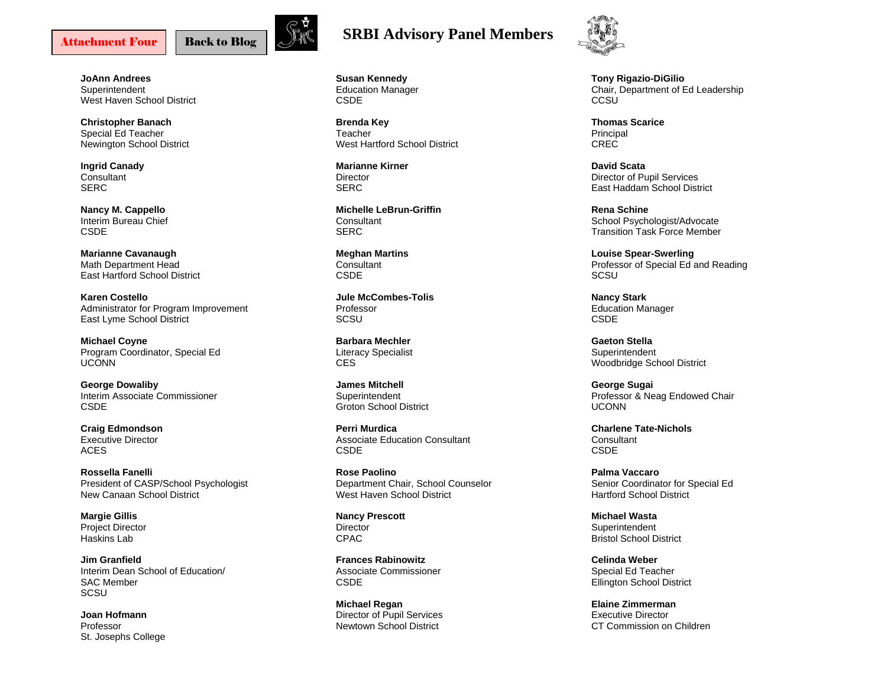Attachment Four

Back to Blog

# SRBI Advisory Panel Members

**JoAnn Andrees**
Superintendent
West Haven School District

**Christopher Banach**
Special Ed Teacher
Newington School District

**Ingrid Canady**
Consultant
SERC

**Nancy M. Cappello**
Interim Bureau Chief
CSDE

**Marianne Cavanaugh**
Math Department Head
East Hartford School District

**Karen Costello**
Administrator for Program Improvement
East Lyme School District

**Michael Coyne**
Program Coordinator, Special Ed
UCONN

**George Dowaliby**
Interim Associate Commissioner
CSDE

**Craig Edmondson**
Executive Director
ACES

**Rossella Fanelli**
President of CASP/School Psychologist
New Canaan School District

**Margie Gillis**
Project Director
Haskins Lab

**Jim Granfield**
Interim Dean School of Education/
SAC Member
SCSU

**Joan Hofmann**
Professor
St. Josephs College

**Susan Kennedy**
Education Manager
CSDE

**Brenda Key**
Teacher
West Hartford School District

**Marianne Kirner**
Director
SERC

**Michelle LeBrun-Griffin**
Consultant
SERC

**Meghan Martins**
Consultant
CSDE

**Jule McCombes-Tolis**
Professor
SCSU

**Barbara Mechler**
Literacy Specialist
CES

**James Mitchell**
Superintendent
Groton School District

**Perri Murdica**
Associate Education Consultant
CSDE

**Rose Paolino**
Department Chair, School Counselor
West Haven School District

**Nancy Prescott**
Director
CPAC

**Frances Rabinowitz**
Associate Commissioner
CSDE

**Michael Regan**
Director of Pupil Services
Newtown School District

**Tony Rigazio-DiGilio**
Chair, Department of Ed Leadership
CCSU

**Thomas Scarice**
Principal
CREC

**David Scata**
Director of Pupil Services
East Haddam School District

**Rena Schine**
School Psychologist/Advocate
Transition Task Force Member

**Louise Spear-Swerling**
Professor of Special Ed and Reading
SCSU

**Nancy Stark**
Education Manager
CSDE

**Gaeton Stella**
Superintendent
Woodbridge School District

**George Sugai**
Professor & Neag Endowed Chair
UCONN

**Charlene Tate-Nichols**
Consultant
CSDE

**Palma Vaccaro**
Senior Coordinator for Special Ed
Hartford School District

**Michael Wasta**
Superintendent
Bristol School District

**Celinda Weber**
Special Ed Teacher
Ellington School District

**Elaine Zimmerman**
Executive Director
CT Commission on Children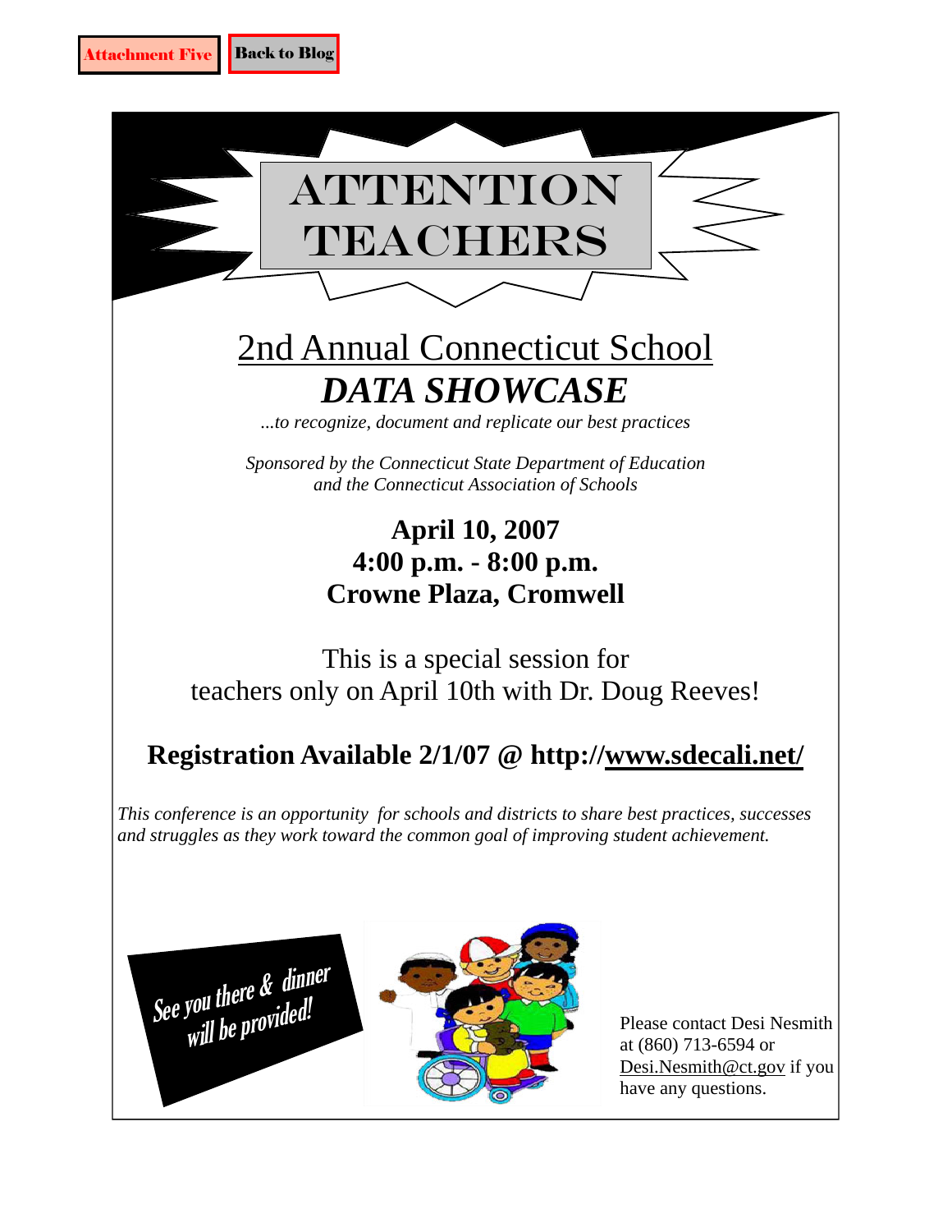Attachment Five | Back to Blog

# ATTENTION TEACHERS

## 2nd Annual Connecticut School
## *DATA SHOWCASE*

*...to recognize, document and replicate our best practices*

*Sponsored by the Connecticut State Department of Education and the Connecticut Association of Schools*

**April 10, 2007**
**4:00 p.m. - 8:00 p.m.**
**Crowne Plaza, Cromwell**

This is a special session for teachers only on April 10th with Dr. Doug Reeves!

**Registration Available 2/1/07 @ http://www.sdecali.net/**

*This conference is an opportunity for schools and districts to share best practices, successes and struggles as they work toward the common goal of improving student achievement.*

*See you there & dinner will be provided!*

Please contact Desi Nesmith at (860) 713-6594 or Desi.Nesmith@ct.gov if you have any questions.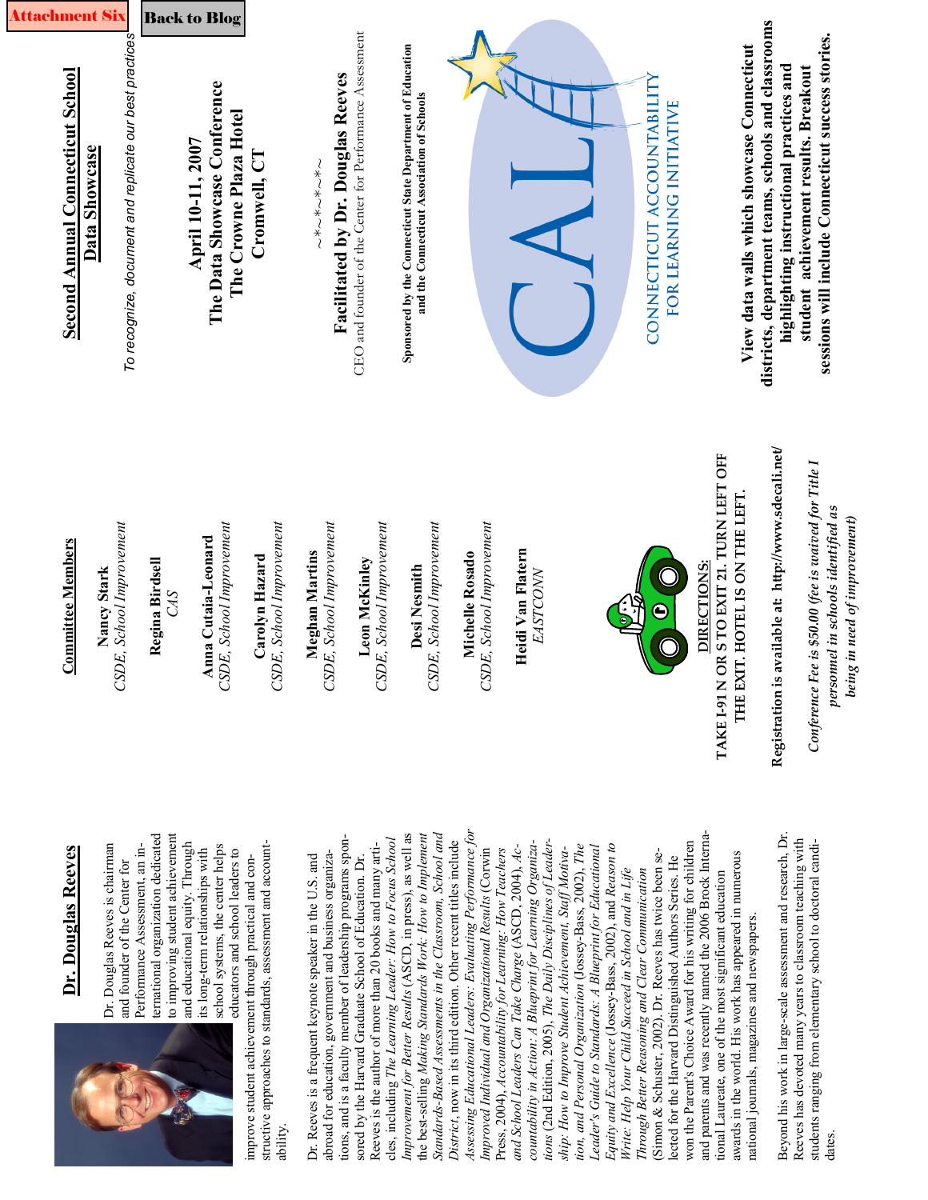Attachment Six

Back to Blog

# Second Annual Connecticut School Data Showcase

*To recognize, document and replicate our best practices*

**April 10-11, 2007**
**The Data Showcase Conference**
**The Crowne Plaza Hotel**
**Cromwell, CT**

~*~*~*~*~

**Facilitated by Dr. Douglas Reeves**

CEO and founder of the Center for Performance Assessment

**Sponsored by the Connecticut State Department of Education and the Connecticut Association of Schools**

CAL
CONNECTICUT ACCOUNTABILITY FOR LEARNING INITIATIVE

**View data walls which showcase Connecticut districts, department teams, schools and classrooms highlighting instructional practices and student achievement results. Breakout sessions will include Connecticut success stories.**

## Committee Members

**Nancy Stark**
*CSDE, School Improvement*

**Regina Birdsell**
*CAS*

**Anna Cutaia-Leonard**
*CSDE, School Improvement*

**Carolyn Hazard**
*CSDE, School Improvement*

**Meghan Martins**
*CSDE, School Improvement*

**Leon McKinley**
*CSDE, School Improvement*

**Desi Nesmith**
*CSDE, School Improvement*

**Michelle Rosado**
*CSDE, School Improvement*

**Heidi Van Flatern**
*EASTCONN*

**DIRECTIONS:**

**TAKE I-91 N OR S TO EXIT 21. TURN LEFT OFF THE EXIT. HOTEL IS ON THE LEFT.**

**Registration is available at: http://www.sdecali.net/**

*Conference Fee is $50.00 (fee is waived for Title I personnel in schools identified as being in need of improvement)*

## Dr. Douglas Reeves

Dr. Douglas Reeves is chairman and founder of the Center for Performance Assessment, an international organization dedicated to improving student achievement and educational equity. Through its long-term relationships with school systems, the center helps educators and school leaders to improve student achievement through practical and constructive approaches to standards, assessment and accountability.

Dr. Reeves is a frequent keynote speaker in the U.S. and abroad for education, government and business organizations, and is a faculty member of leadership programs sponsored by the Harvard Graduate School of Education. Dr. Reeves is the author of more than 20 books and many articles, including *The Learning Leader: How to Focus School Improvement for Better Results* (ASCD, in press), as well as the best-selling *Making Standards Work: How to Implement Standards-Based Assessments in the Classroom, School and District*, now in its third edition. Other recent titles include *Assessing Educational Leaders: Evaluating Performance for Improved Individual and Organizational Results* (Corwin Press, 2004), *Accountability for Learning: How Teachers and School Leaders Can Take Charge* (ASCD, 2004), *Accountability in Action: A Blueprint for Learning Organizations* (2nd Edition, 2005), *The Daily Disciplines of Leadership: How to Improve Student Achievement, Staff Motivation, and Personal Organization* (Jossey-Bass, 2002), *The Leader's Guide to Standards: A Blueprint for Educational Equity and Excellence* (Jossey-Bass, 2002), and *Reason to Write: Help Your Child Succeed in School and in Life Through Better Reasoning and Clear Communication* (Simon & Schuster, 2002). Dr. Reeves has twice been selected for the Harvard Distinguished Authors Series. He won the Parent's Choice Award for his writing for children and parents and was recently named the 2006 Brock International Laureate, one of the most significant education awards in the world. His work has appeared in numerous national journals, magazines and newspapers.

Beyond his work in large-scale assessment and research, Dr. Reeves has devoted many years to classroom teaching with students ranging from elementary school to doctoral candidates.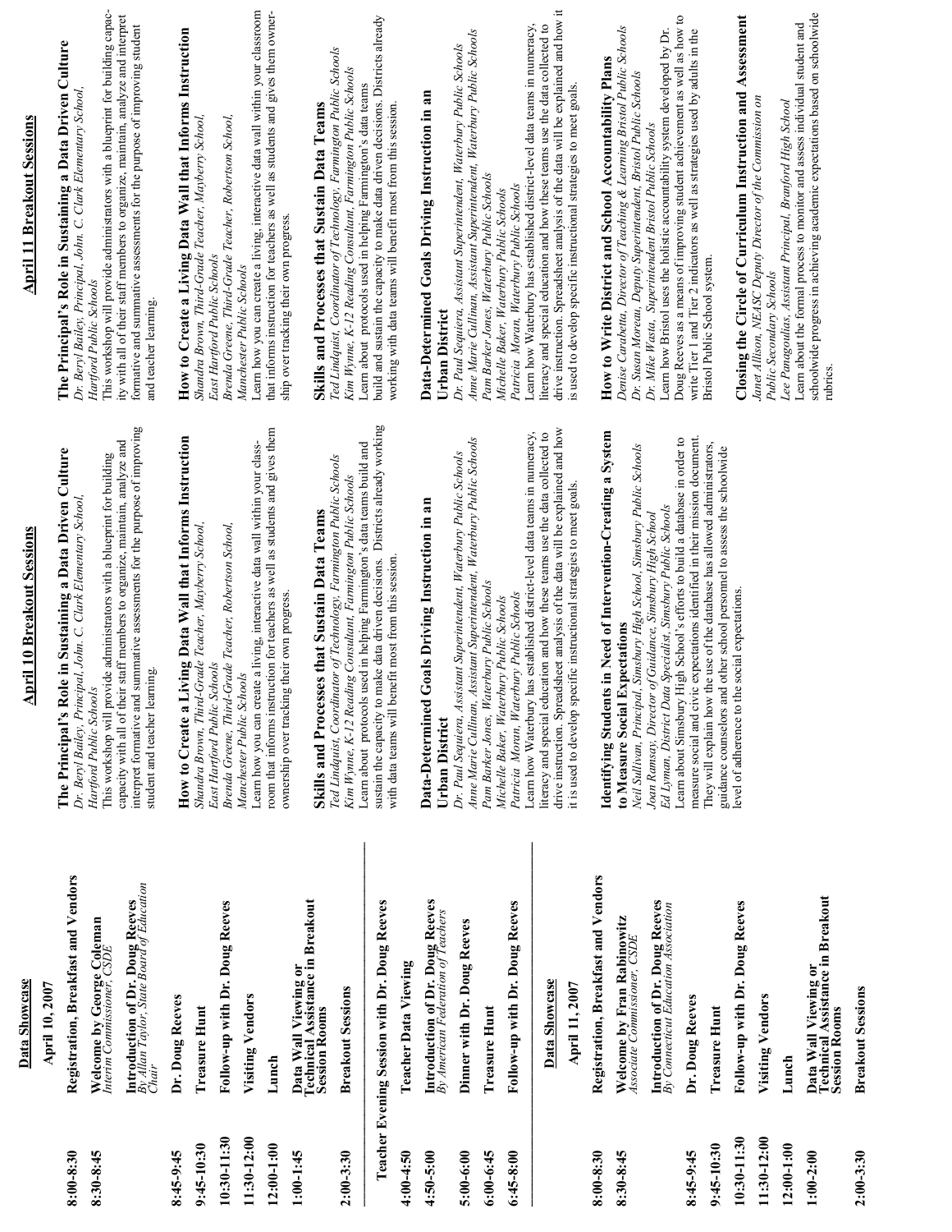## Data Showcase

### April 10, 2007

| | |
|---|---|
| 8:00-8:30 | **Registration, Breakfast and Vendors** |
| 8:30-8:45 | **Welcome by George Coleman** *Interim Commissioner, CSDE* |
| | **Introduction of Dr. Doug Reeves** *By Allan Taylor, State Board of Education Chair* |
| 8:45-9:45 | **Dr. Doug Reeves** |
| 9:45-10:30 | **Treasure Hunt** |
| 10:30-11:30 | **Follow-up with Dr. Doug Reeves** |
| 11:30-12:00 | **Visiting Vendors** |
| 12:00-1:00 | **Lunch** |
| 1:00-1:45 | **Data Wall Viewing or Technical Assistance in Breakout Session Rooms** |
| 2:00-3:30 | **Breakout Sessions** |

**Teacher Evening Session with Dr. Doug Reeves**

| | |
|---|---|
| 4:00-4:50 | **Teacher Data Viewing** |
| 4:50-5:00 | **Introduction of Dr. Doug Reeves** *By American Federation of Teachers* |
| 5:00-6:00 | **Dinner with Dr. Doug Reeves** |
| 6:00-6:45 | **Treasure Hunt** |
| 6:45-8:00 | **Follow-up with Dr. Doug Reeves** |

## Data Showcase

### April 11, 2007

| | |
|---|---|
| 8:00-8:30 | **Registration, Breakfast and Vendors** |
| 8:30-8:45 | **Welcome by Fran Rabinowitz** *Associate Commissioner, CSDE* |
| | **Introduction of Dr. Doug Reeves** *By Connecticut Education Association* |
| 8:45-9:45 | **Dr. Doug Reeves** |
| 9:45-10:30 | **Treasure Hunt** |
| 10:30-11:30 | **Follow-up with Dr. Doug Reeves** |
| 11:30-12:00 | **Visiting Vendors** |
| 12:00-1:00 | **Lunch** |
| 1:00-2:00 | **Data Wall Viewing or Technical Assistance in Breakout Session Rooms** |
| 2:00-3:30 | **Breakout Sessions** |

## April 10 Breakout Sessions

**The Principal's Role in Sustaining a Data Driven Culture**
*Dr. Beryl Bailey, Principal, John. C. Clark Elementary School, Hartford Public Schools*
This workshop will provide administrators with a blueprint for building capacity with all of their staff members to organize, maintain, analyze and interpret formative and summative assessments for the purpose of improving student and teacher learning.

**How to Create a Living Data Wall that Informs Instruction**
*Shandra Brown, Third-Grade Teacher, Mayberry School, East Hartford Public Schools*
*Brenda Greene, Third-Grade Teacher, Robertson School, Manchester Public Schools*
Learn how you can create a living, interactive data wall within your classroom that informs instruction for teachers as well as students and gives them ownership over tracking their own progress.

**Skills and Processes that Sustain Data Teams**
*Ted Lindquist, Coordinator of Technology, Farmington Public Schools*
*Kim Wynne, K-12 Reading Consultant, Farmington Public Schools*
Learn about protocols used in helping Farmington's data teams build and sustain the capacity to make data driven decisions. Districts already working with data teams will benefit most from this session.

**Data-Determined Goals Driving Instruction in an Urban District**
*Dr. Paul Sequiera, Assistant Superintendent, Waterbury Public Schools*
*Anne Marie Cullinan, Assistant Superintendent, Waterbury Public Schools*
*Pam Barker Jones, Waterbury Public Schools*
*Michelle Baker, Waterbury Public Schools*
*Patricia Moran, Waterbury Public Schools*
Learn how Waterbury has established district-level data teams in numeracy, literacy and special education and how these teams use the data collected to drive instruction. Spreadsheet analysis of the data will be explained and how it is used to develop specific instructional strategies to meet goals.

**Identifying Students in Need of Intervention-Creating a System to Measure Social Expectations**
*Neil Sullivan, Principal, Simsbury High School, Simsbury Public Schools*
*Joan Ramsay, Director of Guidance, Simsbury High School*
*Ed Lyman, District Data Specialist, Simsbury Public Schools*
Learn about Simsbury High School's efforts to build a database in order to measure social and civic expectations identified in their mission document. They will explain how the use of the database has allowed administrators, guidance counselors and other school personnel to assess the schoolwide level of adherence to the social expectations.

## April 11 Breakout Sessions

**The Principal's Role in Sustaining a Data Driven Culture**
*Dr. Beryl Bailey, Principal, John. C. Clark Elementary School, Hartford Public Schools*
This workshop will provide administrators with a blueprint for building capacity with all of their staff members to organize, maintain, analyze and interpret formative and summative assessments for the purpose of improving student and teacher learning.

**How to Create a Living Data Wall that Informs Instruction**
*Shandra Brown, Third-Grade Teacher, Mayberry School, East Hartford Public Schools*
*Brenda Greene, Third-Grade Teacher, Robertson School, Manchester Public Schools*
Learn how you can create a living, interactive data wall within your classroom that informs instruction for teachers as well as students and gives them ownership over tracking their own progress.

**Skills and Processes that Sustain Data Teams**
*Ted Lindquist, Coordinator of Technology, Farmington Public Schools*
*Kim Wynne, K-12 Reading Consultant, Farmington Public Schools*
Learn about protocols used in helping Farmington's data teams build and sustain the capacity to make data driven decisions. Districts already working with data teams will benefit most from this session.

**Data-Determined Goals Driving Instruction in an Urban District**
*Dr. Paul Sequiera, Assistant Superintendent, Waterbury Public Schools*
*Anne Marie Cullinan, Assistant Superintendent, Waterbury Public Schools*
*Pam Barker Jones, Waterbury Public Schools*
*Michelle Baker, Waterbury Public Schools*
*Patricia Moran, Waterbury Public Schools*
Learn how Waterbury has established district-level data teams in numeracy, literacy and special education and how these teams use the data collected to drive instruction. Spreadsheet analysis of the data will be explained and how it is used to develop specific instructional strategies to meet goals.

**How to Write District and School Accountability Plans**
*Denise Carabetta, Director of Teaching & Learning Bristol Public Schools*
*Dr. Susan Moreau, Deputy Superintendent, Bristol Public Schools*
*Dr. Mike Wasta, Superintendent Bristol Public Schools*
Learn how Bristol uses the holistic accountability system developed by Dr. Doug Reeves as a means of improving student achievement as well as how to write Tier 1 and Tier 2 indicators as well as strategies used by adults in the Bristol Public School system.

**Closing the Circle of Curriculum Instruction and Assessment**
*Janet Allison, NEASC Deputy Director of the Commission on Public Secondary Schools*
*Lee Panagoulias, Assistant Principal, Branford High School*
Learn about the formal process to monitor and assess individual student and schoolwide progress in achieving academic expectations based on schoolwide rubrics.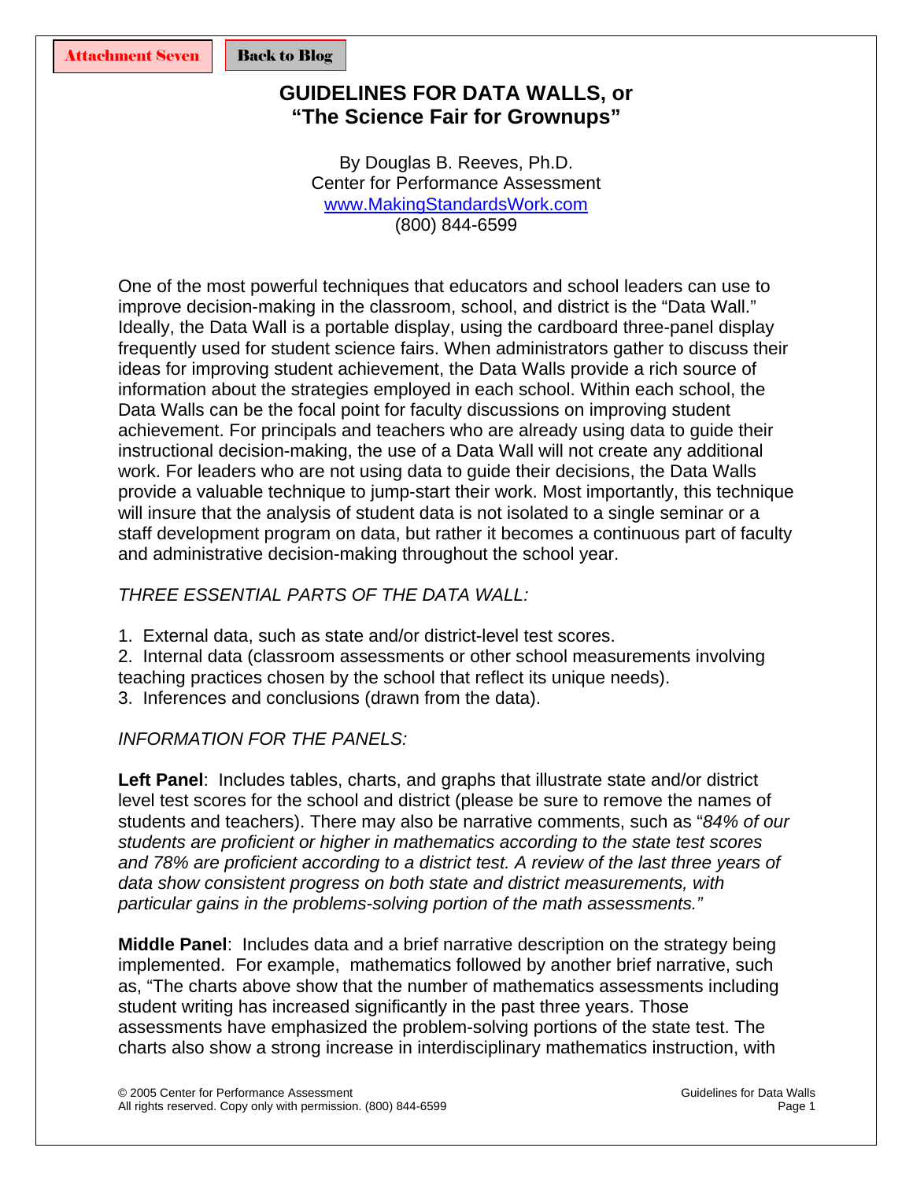Attachment Seven | Back to Blog

# GUIDELINES FOR DATA WALLS, or "The Science Fair for Grownups"

By Douglas B. Reeves, Ph.D.
Center for Performance Assessment
www.MakingStandardsWork.com
(800) 844-6599

One of the most powerful techniques that educators and school leaders can use to improve decision-making in the classroom, school, and district is the "Data Wall." Ideally, the Data Wall is a portable display, using the cardboard three-panel display frequently used for student science fairs. When administrators gather to discuss their ideas for improving student achievement, the Data Walls provide a rich source of information about the strategies employed in each school. Within each school, the Data Walls can be the focal point for faculty discussions on improving student achievement. For principals and teachers who are already using data to guide their instructional decision-making, the use of a Data Wall will not create any additional work. For leaders who are not using data to guide their decisions, the Data Walls provide a valuable technique to jump-start their work. Most importantly, this technique will insure that the analysis of student data is not isolated to a single seminar or a staff development program on data, but rather it becomes a continuous part of faculty and administrative decision-making throughout the school year.

*THREE ESSENTIAL PARTS OF THE DATA WALL:*

1. External data, such as state and/or district-level test scores.
2. Internal data (classroom assessments or other school measurements involving teaching practices chosen by the school that reflect its unique needs).
3. Inferences and conclusions (drawn from the data).

*INFORMATION FOR THE PANELS:*

**Left Panel**: Includes tables, charts, and graphs that illustrate state and/or district level test scores for the school and district (please be sure to remove the names of students and teachers). There may also be narrative comments, such as "*84% of our students are proficient or higher in mathematics according to the state test scores and 78% are proficient according to a district test. A review of the last three years of data show consistent progress on both state and district measurements, with particular gains in the problems-solving portion of the math assessments."*

**Middle Panel**: Includes data and a brief narrative description on the strategy being implemented. For example, mathematics followed by another brief narrative, such as, "The charts above show that the number of mathematics assessments including student writing has increased significantly in the past three years. Those assessments have emphasized the problem-solving portions of the state test. The charts also show a strong increase in interdisciplinary mathematics instruction, with

© 2005 Center for Performance Assessment
All rights reserved. Copy only with permission. (800) 844-6599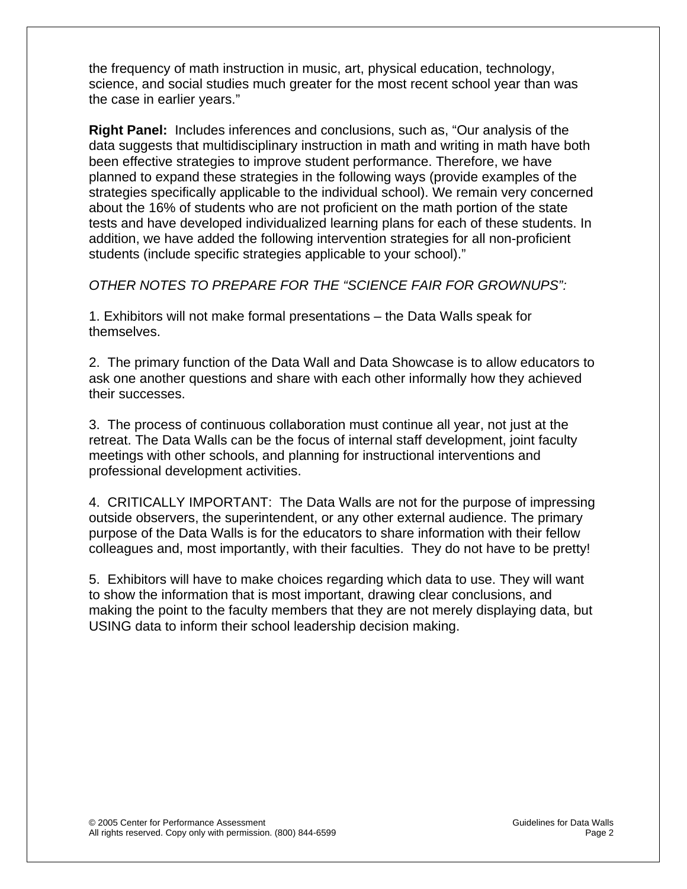the frequency of math instruction in music, art, physical education, technology, science, and social studies much greater for the most recent school year than was the case in earlier years."

**Right Panel:** Includes inferences and conclusions, such as, "Our analysis of the data suggests that multidisciplinary instruction in math and writing in math have both been effective strategies to improve student performance. Therefore, we have planned to expand these strategies in the following ways (provide examples of the strategies specifically applicable to the individual school). We remain very concerned about the 16% of students who are not proficient on the math portion of the state tests and have developed individualized learning plans for each of these students. In addition, we have added the following intervention strategies for all non-proficient students (include specific strategies applicable to your school)."

*OTHER NOTES TO PREPARE FOR THE "SCIENCE FAIR FOR GROWNUPS":*

1. Exhibitors will not make formal presentations – the Data Walls speak for themselves.

2. The primary function of the Data Wall and Data Showcase is to allow educators to ask one another questions and share with each other informally how they achieved their successes.

3. The process of continuous collaboration must continue all year, not just at the retreat. The Data Walls can be the focus of internal staff development, joint faculty meetings with other schools, and planning for instructional interventions and professional development activities.

4. CRITICALLY IMPORTANT: The Data Walls are not for the purpose of impressing outside observers, the superintendent, or any other external audience. The primary purpose of the Data Walls is for the educators to share information with their fellow colleagues and, most importantly, with their faculties. They do not have to be pretty!

5. Exhibitors will have to make choices regarding which data to use. They will want to show the information that is most important, drawing clear conclusions, and making the point to the faculty members that they are not merely displaying data, but USING data to inform their school leadership decision making.